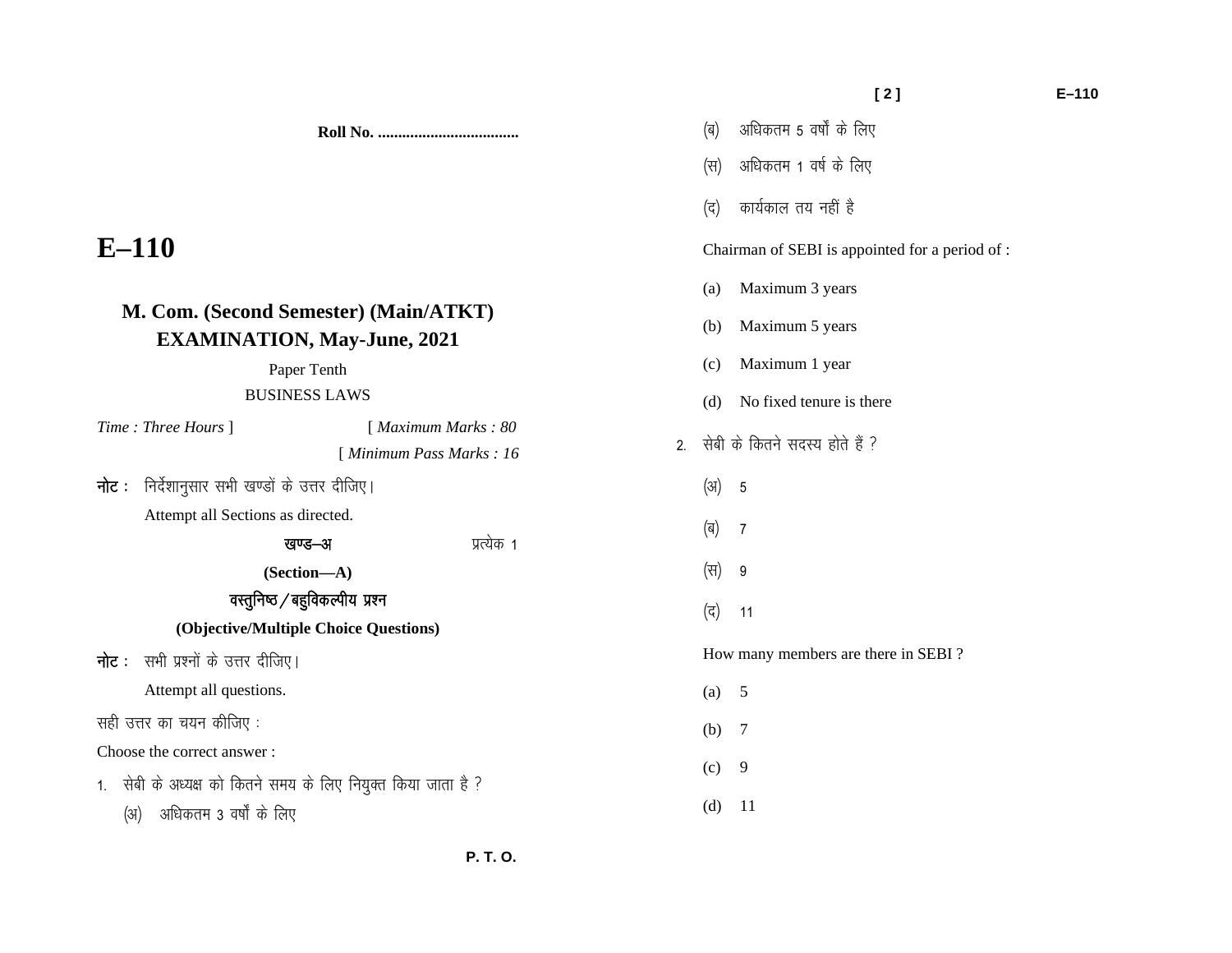**Roll No. ...................................**

# E–110

## M. Com. (Second Semester) (Main/ATKT) EXAMINATION, May-June, 2021

Paper Tenth

BUSINESS LAWS

*Time : Three Hours* ] [ *Maximum Marks : 80*

[ *Minimum Pass Marks : 16*

**नोट :** निर्देशानुसार सभी खण्डों के उत्तर दीजिए।

Attempt all Sections as directed.

### खण्ड–अ प्रत्येक 1

### (Section—A)

### वस्तुनिष्ठ/बहुविकल्पीय प्रश्न

### (Objective/Multiple Choice Questions)

**नोट :** सभी प्रश्नों के उत्तर दीजिए।

Attempt all questions.

सही उत्तर का चयन कीजिए :

Choose the correct answer :

1. सेबी के अध्यक्ष को कितने समय के लिए नियुक्त किया जाता है ?

   (अ) अधिकतम 3 वर्षों के लिए

   (ब) अधिकतम 5 वर्षों के लिए

   (स) अधिकतम 1 वर्ष के लिए

   (द) कार्यकाल तय नहीं है

   Chairman of SEBI is appointed for a period of :

   (a) Maximum 3 years

   (b) Maximum 5 years

   (c) Maximum 1 year

   (d) No fixed tenure is there

2. सेबी के कितने सदस्य होते हैं ?

   (अ) 5

   (ब) 7

   (स) 9

   (द) 11

   How many members are there in SEBI ?

   (a) 5

   (b) 7

   (c) 9

   (d) 11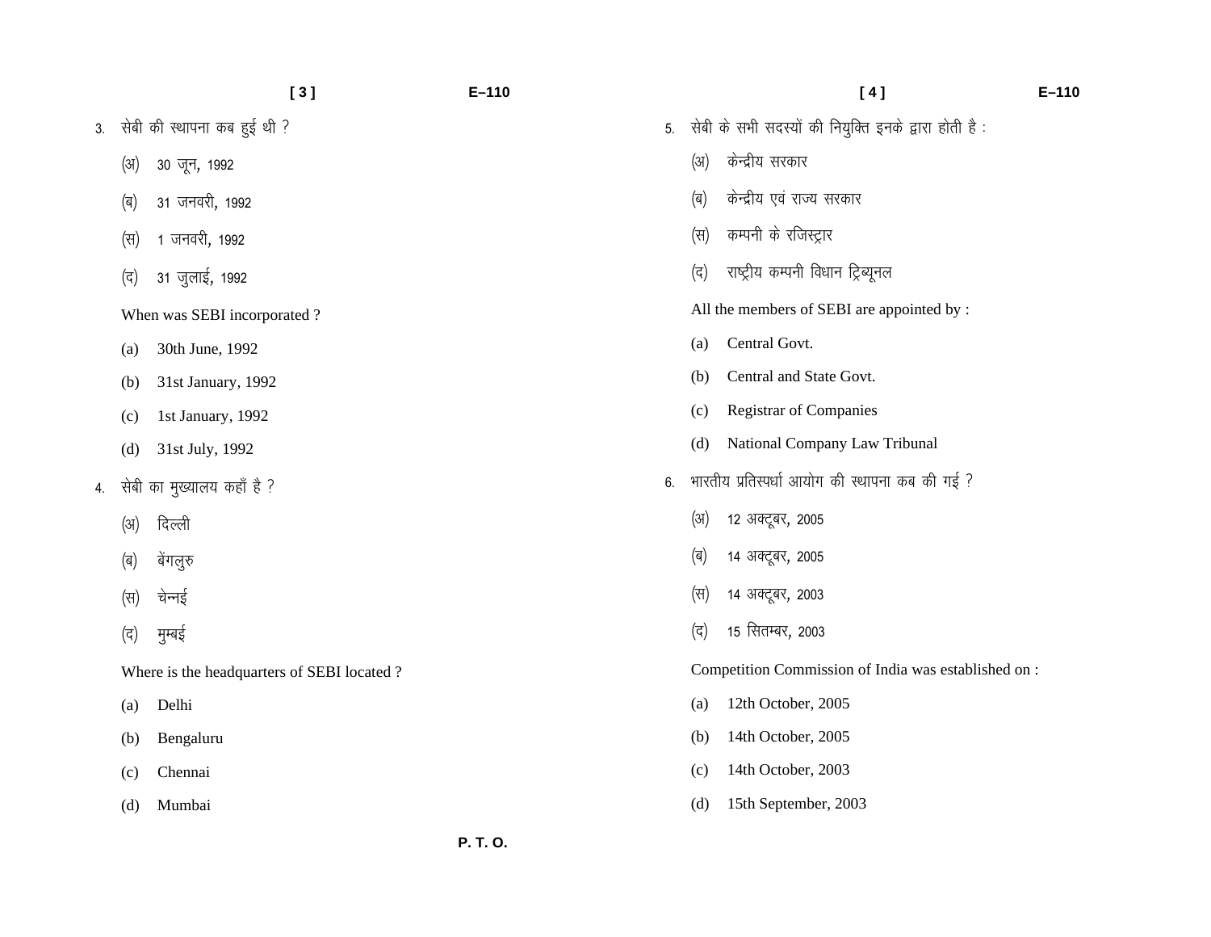3. सेबी की स्थापना कब हुई थी ?

(अ) 30 जून, 1992

(ब) 31 जनवरी, 1992

(स) 1 जनवरी, 1992

(द) 31 जुलाई, 1992

When was SEBI incorporated ?

(a) 30th June, 1992

(b) 31st January, 1992

(c) 1st January, 1992

(d) 31st July, 1992

4. सेबी का मुख्यालय कहाँ है ?

(अ) दिल्ली

(ब) बेंगलुरु

(स) चेन्नई

(द) मुम्बई

Where is the headquarters of SEBI located ?

(a) Delhi

(b) Bengaluru

(c) Chennai

(d) Mumbai

5. सेबी के सभी सदस्यों की नियुक्ति इनके द्वारा होती है :

(अ) केन्द्रीय सरकार

(ब) केन्द्रीय एवं राज्य सरकार

(स) कम्पनी के रजिस्ट्रार

(द) राष्ट्रीय कम्पनी विधान ट्रिब्यूनल

All the members of SEBI are appointed by :

(a) Central Govt.

(b) Central and State Govt.

(c) Registrar of Companies

(d) National Company Law Tribunal

6. भारतीय प्रतिस्पर्धा आयोग की स्थापना कब की गई ?

(अ) 12 अक्टूबर, 2005

(ब) 14 अक्टूबर, 2005

(स) 14 अक्टूबर, 2003

(द) 15 सितम्बर, 2003

Competition Commission of India was established on :

(a) 12th October, 2005

(b) 14th October, 2005

(c) 14th October, 2003

(d) 15th September, 2003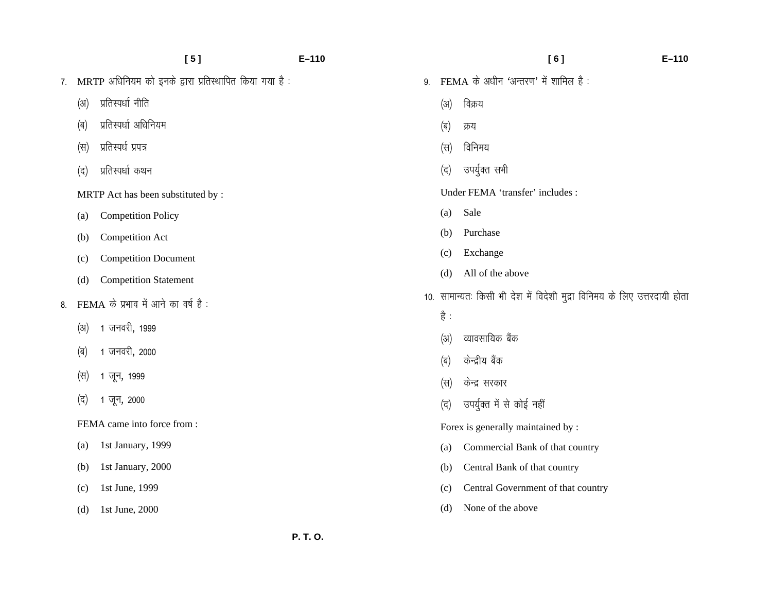7. MRTP अधिनियम को इनके द्वारा प्रतिस्थापित किया गया है :

   (अ) प्रतिस्पर्धा नीति

   (ब) प्रतिस्पर्धा अधिनियम

   (स) प्रतिस्पर्ध प्रपत्र

   (द) प्रतिस्पर्धा कथन

   MRTP Act has been substituted by :

   (a) Competition Policy

   (b) Competition Act

   (c) Competition Document

   (d) Competition Statement

8. FEMA के प्रभाव में आने का वर्ष है :

   (अ) 1 जनवरी, 1999

   (ब) 1 जनवरी, 2000

   (स) 1 जून, 1999

   (द) 1 जून, 2000

   FEMA came into force from :

   (a) 1st January, 1999

   (b) 1st January, 2000

   (c) 1st June, 1999

   (d) 1st June, 2000

9. FEMA के अधीन 'अन्तरण' में शामिल है :

   (अ) विक्रय

   (ब) क्रय

   (स) विनिमय

   (द) उपर्युक्त सभी

   Under FEMA 'transfer' includes :

   (a) Sale

   (b) Purchase

   (c) Exchange

   (d) All of the above

10. सामान्यतः किसी भी देश में विदेशी मुद्रा विनिमय के लिए उत्तरदायी होता है :

   (अ) व्यावसायिक बैंक

   (ब) केन्द्रीय बैंक

   (स) केन्द्र सरकार

   (द) उपर्युक्त में से कोई नहीं

   Forex is generally maintained by :

   (a) Commercial Bank of that country

   (b) Central Bank of that country

   (c) Central Government of that country

   (d) None of the above

P. T. O.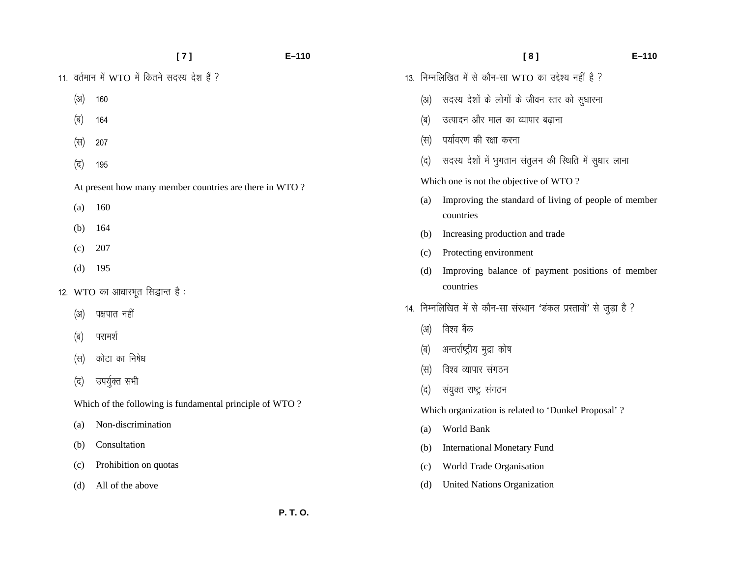11. वर्तमान में WTO में कितने सदस्य देश हैं ?

(अ) 160

(ब) 164

(स) 207

(द) 195

At present how many member countries are there in WTO ?

(a) 160

(b) 164

(c) 207

(d) 195

12. WTO का आधारभूत सिद्धान्त है :

(अ) पक्षपात नहीं

(ब) परामर्श

(स) कोटा का निषेध

(द) उपर्युक्त सभी

Which of the following is fundamental principle of WTO ?

(a) Non-discrimination

(b) Consultation

(c) Prohibition on quotas

(d) All of the above

13. निम्नलिखित में से कौन-सा WTO का उद्देश्य नहीं है ?

(अ) सदस्य देशों के लोगों के जीवन स्तर को सुधारना

(ब) उत्पादन और माल का व्यापार बढ़ाना

(स) पर्यावरण की रक्षा करना

(द) सदस्य देशों में भुगतान संतुलन की स्थिति में सुधार लाना

Which one is not the objective of WTO ?

(a) Improving the standard of living of people of member countries

(b) Increasing production and trade

(c) Protecting environment

(d) Improving balance of payment positions of member countries

14. निम्नलिखित में से कौन-सा संस्थान 'डंकल प्रस्तावों' से जुड़ा है ?

(अ) विश्व बैंक

(ब) अन्तर्राष्ट्रीय मुद्रा कोष

(स) विश्व व्यापार संगठन

(द) संयुक्त राष्ट्र संगठन

Which organization is related to 'Dunkel Proposal' ?

(a) World Bank

(b) International Monetary Fund

(c) World Trade Organisation

(d) United Nations Organization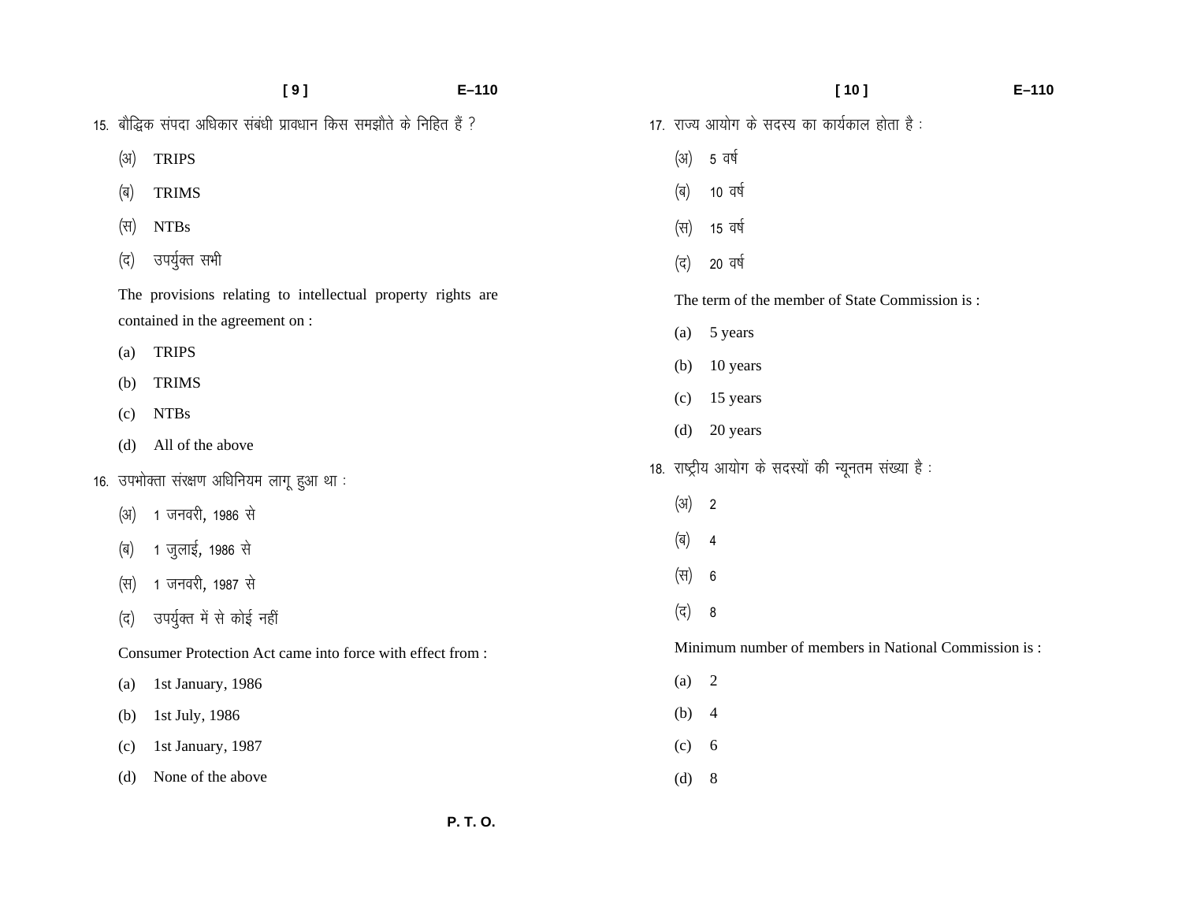15. बौद्धिक संपदा अधिकार संबंधी प्रावधान किस समझौते के निहित हैं ?

(अ) TRIPS

(ब) TRIMS

(स) NTBs

(द) उपर्युक्त सभी

The provisions relating to intellectual property rights are contained in the agreement on :

(a) TRIPS

(b) TRIMS

(c) NTBs

(d) All of the above

16. उपभोक्ता संरक्षण अधिनियम लागू हुआ था :

(अ) 1 जनवरी, 1986 से

(ब) 1 जुलाई, 1986 से

(स) 1 जनवरी, 1987 से

(द) उपर्युक्त में से कोई नहीं

Consumer Protection Act came into force with effect from :

(a) 1st January, 1986

(b) 1st July, 1986

(c) 1st January, 1987

(d) None of the above

17. राज्य आयोग के सदस्य का कार्यकाल होता है :

(अ) 5 वर्ष

(ब) 10 वर्ष

(स) 15 वर्ष

(द) 20 वर्ष

The term of the member of State Commission is :

(a) 5 years

(b) 10 years

(c) 15 years

(d) 20 years

18. राष्ट्रीय आयोग के सदस्यों की न्यूनतम संख्या है :

(अ) 2

(ब) 4

(स) 6

(द) 8

Minimum number of members in National Commission is :

(a) 2

(b) 4

(c) 6

(d) 8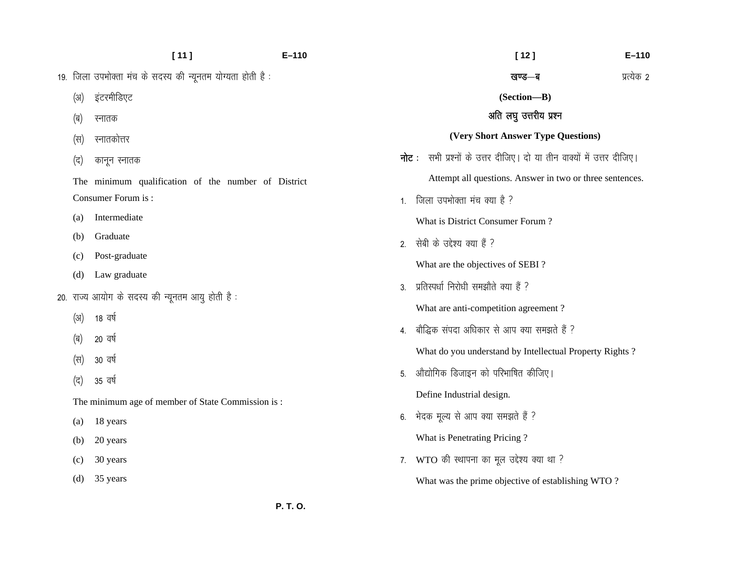19. जिला उपभोक्ता मंच के सदस्य की न्यूनतम योग्यता होती है :

(अ) इंटरमीडिएट

(ब) स्नातक

(स) स्नातकोत्तर

(द) कानून स्नातक

The minimum qualification of the number of District Consumer Forum is :

(a) Intermediate

(b) Graduate

(c) Post-graduate

(d) Law graduate

20. राज्य आयोग के सदस्य की न्यूनतम आयु होती है :

(अ) 18 वर्ष

(ब) 20 वर्ष

(स) 30 वर्ष

(द) 35 वर्ष

The minimum age of member of State Commission is :

(a) 18 years

(b) 20 years

(c) 30 years

(d) 35 years

## खण्ड—ब

प्रत्येक 2

## (Section—B)

### अति लघु उत्तरीय प्रश्न

### (Very Short Answer Type Questions)

**नोट :** सभी प्रश्नों के उत्तर दीजिए। दो या तीन वाक्यों में उत्तर दीजिए।

Attempt all questions. Answer in two or three sentences.

1. जिला उपभोक्ता मंच क्या है ?

   What is District Consumer Forum ?

2. सेबी के उद्देश्य क्या हैं ?

   What are the objectives of SEBI ?

3. प्रतिस्पर्धा निरोधी समझौते क्या हैं ?

   What are anti-competition agreement ?

4. बौद्धिक संपदा अधिकार से आप क्या समझते हैं ?

   What do you understand by Intellectual Property Rights ?

5. औद्योगिक डिजाइन को परिभाषित कीजिए।

   Define Industrial design.

6. भेदक मूल्य से आप क्या समझते हैं ?

   What is Penetrating Pricing ?

7. WTO की स्थापना का मूल उद्देश्य क्या था ?

   What was the prime objective of establishing WTO ?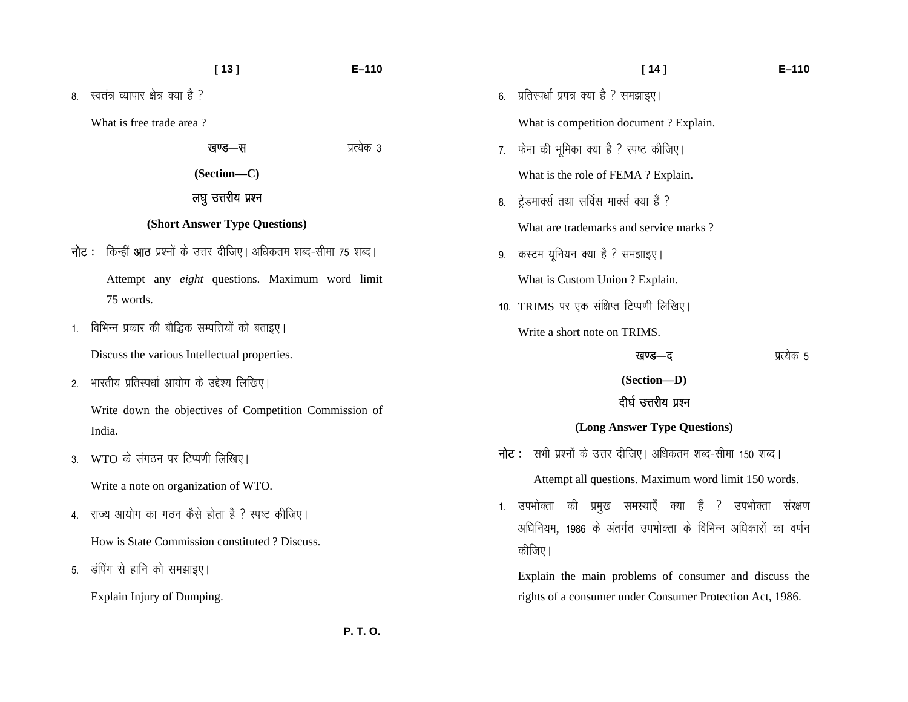8. स्वतंत्र व्यापार क्षेत्र क्या है ?

   What is free trade area ?

## खण्ड—स (Section—C)

प्रत्येक 3

### लघु उत्तरीय प्रश्न (Short Answer Type Questions)

**नोट :** किन्हीं **आठ** प्रश्नों के उत्तर दीजिए। अधिकतम शब्द-सीमा 75 शब्द।

Attempt any *eight* questions. Maximum word limit 75 words.

1. विभिन्न प्रकार की बौद्धिक सम्पत्तियों को बताइए।

   Discuss the various Intellectual properties.

2. भारतीय प्रतिस्पर्धा आयोग के उद्देश्य लिखिए।

   Write down the objectives of Competition Commission of India.

3. WTO के संगठन पर टिप्पणी लिखिए।

   Write a note on organization of WTO.

4. राज्य आयोग का गठन कैसे होता है ? स्पष्ट कीजिए।

   How is State Commission constituted ? Discuss.

5. डंपिंग से हानि को समझाइए।

   Explain Injury of Dumping.

6. प्रतिस्पर्धा प्रपत्र क्या है ? समझाइए।

   What is competition document ? Explain.

7. फेमा की भूमिका क्या है ? स्पष्ट कीजिए।

   What is the role of FEMA ? Explain.

8. ट्रेडमार्क्स तथा सर्विस मार्क्स क्या हैं ?

   What are trademarks and service marks ?

9. कस्टम यूनियन क्या है ? समझाइए।

   What is Custom Union ? Explain.

10. TRIMS पर एक संक्षिप्त टिप्पणी लिखिए।

    Write a short note on TRIMS.

## खण्ड—द (Section—D)

प्रत्येक 5

### दीर्घ उत्तरीय प्रश्न (Long Answer Type Questions)

**नोट :** सभी प्रश्नों के उत्तर दीजिए। अधिकतम शब्द-सीमा 150 शब्द।

Attempt all questions. Maximum word limit 150 words.

1. उपभोक्ता की प्रमुख समस्याएँ क्या हैं ? उपभोक्ता संरक्षण अधिनियम, 1986 के अंतर्गत उपभोक्ता के विभिन्न अधिकारों का वर्णन कीजिए।

   Explain the main problems of consumer and discuss the rights of a consumer under Consumer Protection Act, 1986.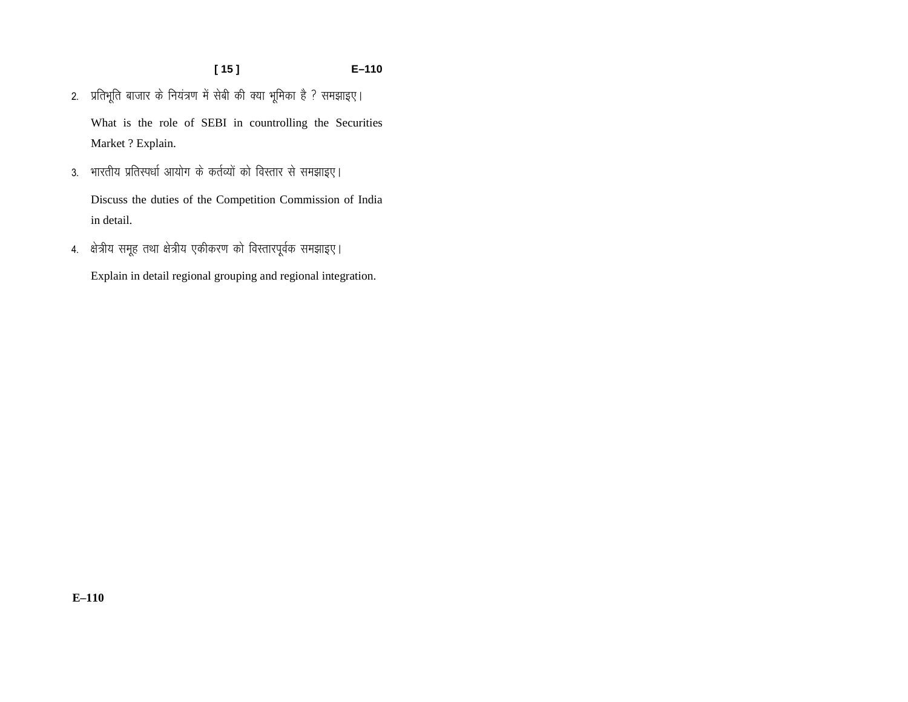2. प्रतिभूति बाजार के नियंत्रण में सेबी की क्या भूमिका है ? समझाइए।

   What is the role of SEBI in countrolling the Securities Market ? Explain.

3. भारतीय प्रतिस्पर्धा आयोग के कर्तव्यों को विस्तार से समझाइए।

   Discuss the duties of the Competition Commission of India in detail.

4. क्षेत्रीय समूह तथा क्षेत्रीय एकीकरण को विस्तारपूर्वक समझाइए।

   Explain in detail regional grouping and regional integration.